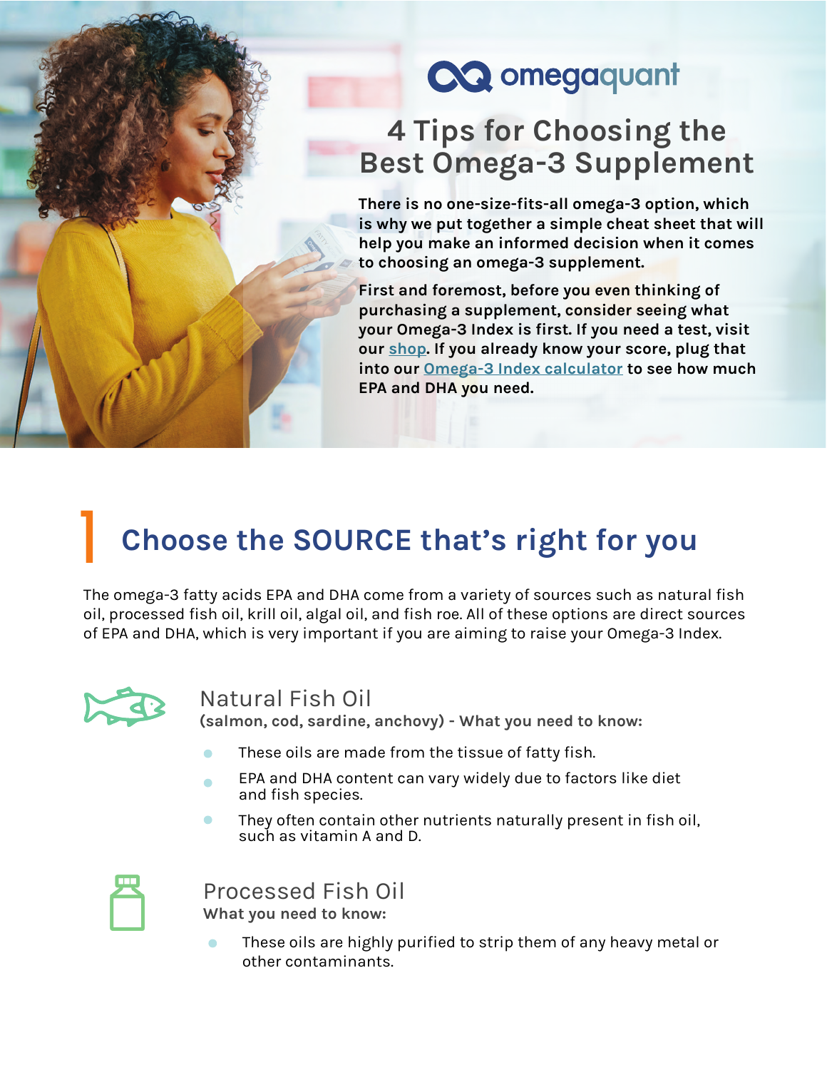omegaquant

# 4 Tips for Choosing the Best Omega-3 Supplement

**There is no one-size-fits-all omega-3 option, which is why we put together a simple cheat sheet that will help you make an informed decision when it comes to choosing an omega-3 supplement.**

**First and foremost, before you even thinking of purchasing a supplement, consider seeing what your Omega-3 Index is first. If you need a test, visit our shop. If you already know your score, plug that into our Omega-3 Index calculator to see how much EPA and DHA you need.**

## 1 Choose the SOURCE that's right for you

The omega-3 fatty acids EPA and DHA come from a variety of sources such as natural fish oil, processed fish oil, krill oil, algal oil, and fish roe. All of these options are direct sources of EPA and DHA, which is very important if you are aiming to raise your Omega-3 Index.

### Natural Fish Oil

**(salmon, cod, sardine, anchovy) - What you need to know:**

- These oils are made from the tissue of fatty fish.
- EPA and DHA content can vary widely due to factors like diet and fish species.
- They often contain other nutrients naturally present in fish oil, such as vitamin A and D.

### Processed Fish Oil

**What you need to know:**

- These oils are highly purified to strip them of any heavy metal or other contaminants.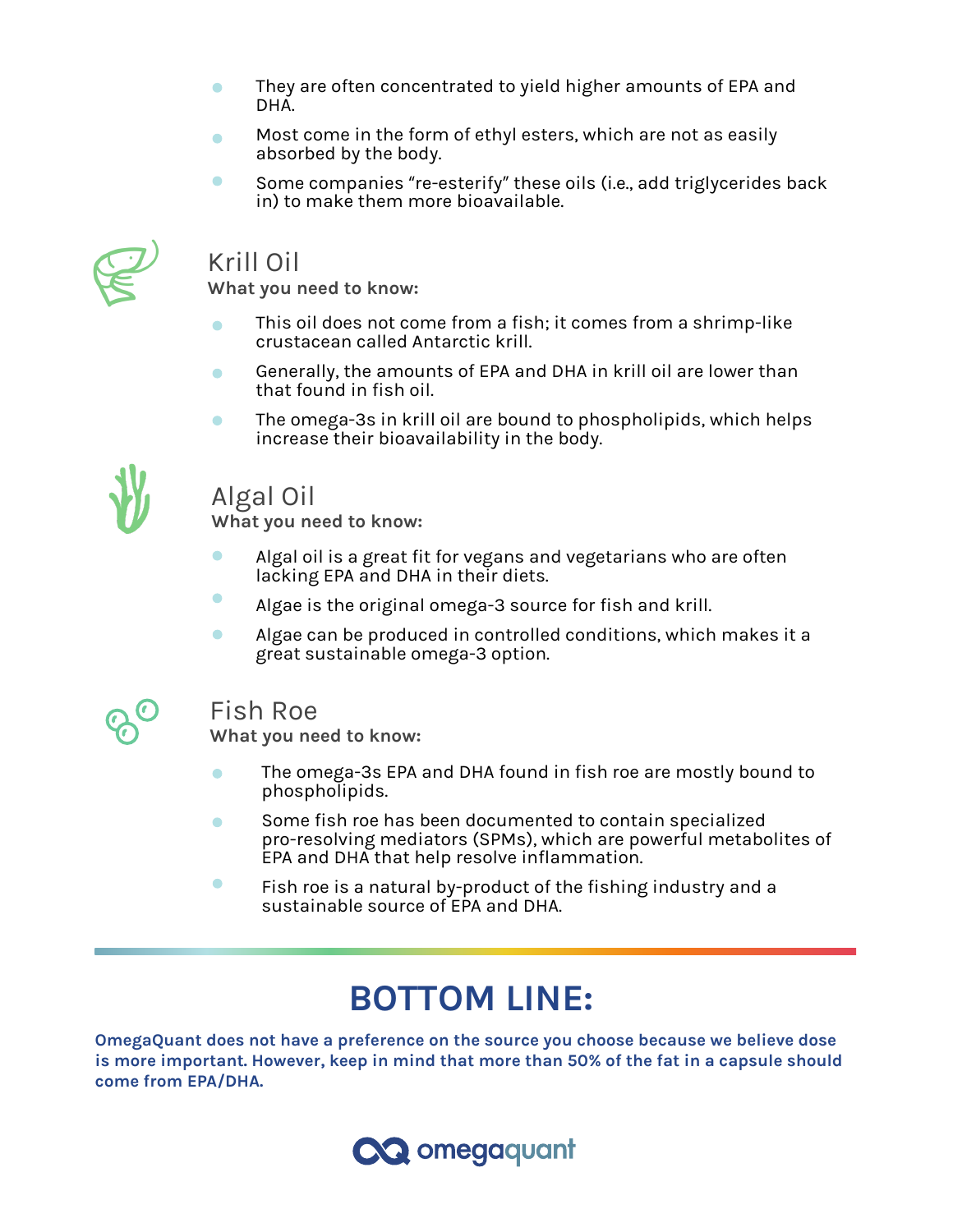- They are often concentrated to yield higher amounts of EPA and DHA.
- Most come in the form of ethyl esters, which are not as easily absorbed by the body.
- Some companies "re-esterify" these oils (i.e., add triglycerides back in) to make them more bioavailable.

## Krill Oil

**What you need to know:**

- This oil does not come from a fish; it comes from a shrimp-like crustacean called Antarctic krill.
- Generally, the amounts of EPA and DHA in krill oil are lower than that found in fish oil.
- The omega-3s in krill oil are bound to phospholipids, which helps increase their bioavailability in the body.

## Algal Oil

**What you need to know:**

- Algal oil is a great fit for vegans and vegetarians who are often lacking EPA and DHA in their diets.
- Algae is the original omega-3 source for fish and krill.
- Algae can be produced in controlled conditions, which makes it a great sustainable omega-3 option.

## Fish Roe

**What you need to know:**

- The omega-3s EPA and DHA found in fish roe are mostly bound to phospholipids.
- Some fish roe has been documented to contain specialized pro-resolving mediators (SPMs), which are powerful metabolites of EPA and DHA that help resolve inflammation.
- Fish roe is a natural by-product of the fishing industry and a sustainable source of EPA and DHA.

# BOTTOM LINE:

**OmegaQuant does not have a preference on the source you choose because we believe dose is more important. However, keep in mind that more than 50% of the fat in a capsule should come from EPA/DHA.**

omegaquant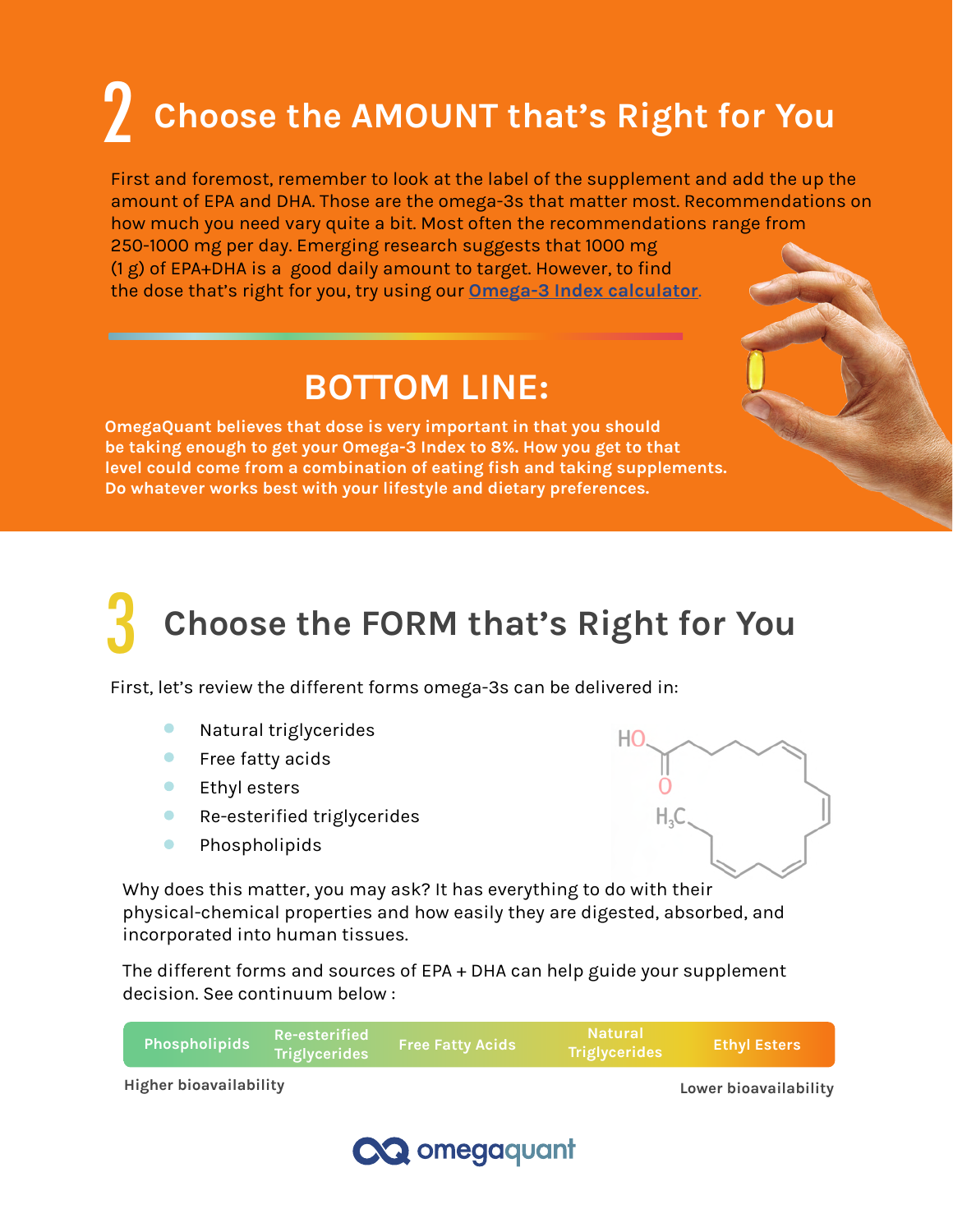# 2 Choose the AMOUNT that's Right for You

First and foremost, remember to look at the label of the supplement and add the up the amount of EPA and DHA. Those are the omega-3s that matter most. Recommendations on how much you need vary quite a bit. Most often the recommendations range from 250-1000 mg per day. Emerging research suggests that 1000 mg (1 g) of EPA+DHA is a good daily amount to target. However, to find the dose that's right for you, try using our [Omega-3 Index calculator](#).

## BOTTOM LINE:

**OmegaQuant believes that dose is very important in that you should be taking enough to get your Omega-3 Index to 8%. How you get to that level could come from a combination of eating fish and taking supplements. Do whatever works best with your lifestyle and dietary preferences.**

# 3 Choose the FORM that's Right for You

First, let's review the different forms omega-3s can be delivered in:

- Natural triglycerides
- Free fatty acids
- Ethyl esters
- Re-esterified triglycerides
- Phospholipids

Why does this matter, you may ask? It has everything to do with their physical-chemical properties and how easily they are digested, absorbed, and incorporated into human tissues.

The different forms and sources of EPA + DHA can help guide your supplement decision. See continuum below :

| Phospholipids | Re-esterified Triglycerides | Free Fatty Acids | Natural Triglycerides | Ethyl Esters |
|---|---|---|---|---|
| Higher bioavailability | | | | Lower bioavailability |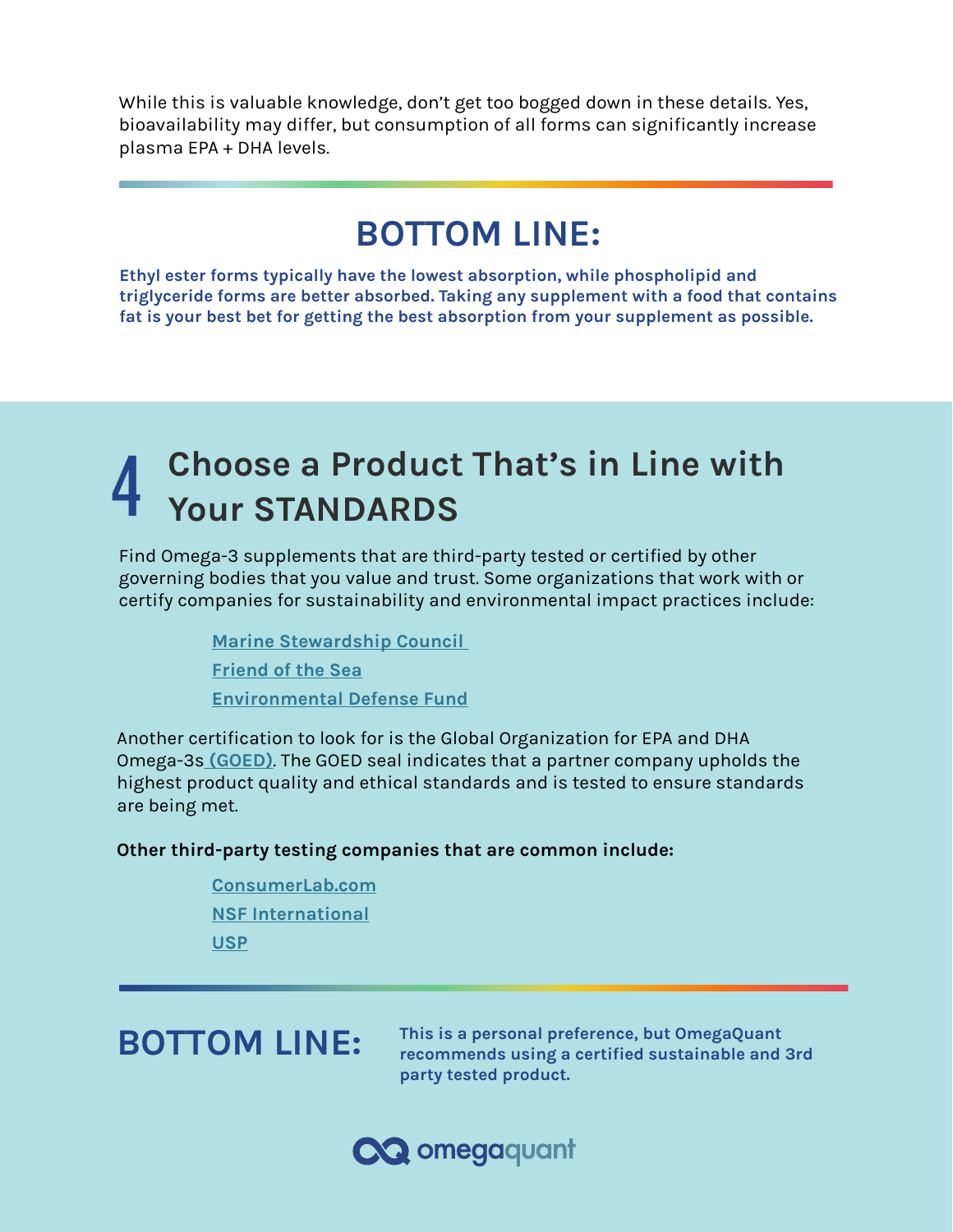While this is valuable knowledge, don't get too bogged down in these details. Yes, bioavailability may differ, but consumption of all forms can significantly increase plasma EPA + DHA levels.

## BOTTOM LINE:

**Ethyl ester forms typically have the lowest absorption, while phospholipid and triglyceride forms are better absorbed. Taking any supplement with a food that contains fat is your best bet for getting the best absorption from your supplement as possible.**

## 4 Choose a Product That's in Line with Your STANDARDS

Find Omega-3 supplements that are third-party tested or certified by other governing bodies that you value and trust. Some organizations that work with or certify companies for sustainability and environmental impact practices include:

- Marine Stewardship Council
- Friend of the Sea
- Environmental Defense Fund

Another certification to look for is the Global Organization for EPA and DHA Omega-3s (GOED). The GOED seal indicates that a partner company upholds the highest product quality and ethical standards and is tested to ensure standards are being met.

**Other third-party testing companies that are common include:**

- ConsumerLab.com
- NSF International
- USP

## BOTTOM LINE:

**This is a personal preference, but OmegaQuant recommends using a certified sustainable and 3rd party tested product.**

omegaquant